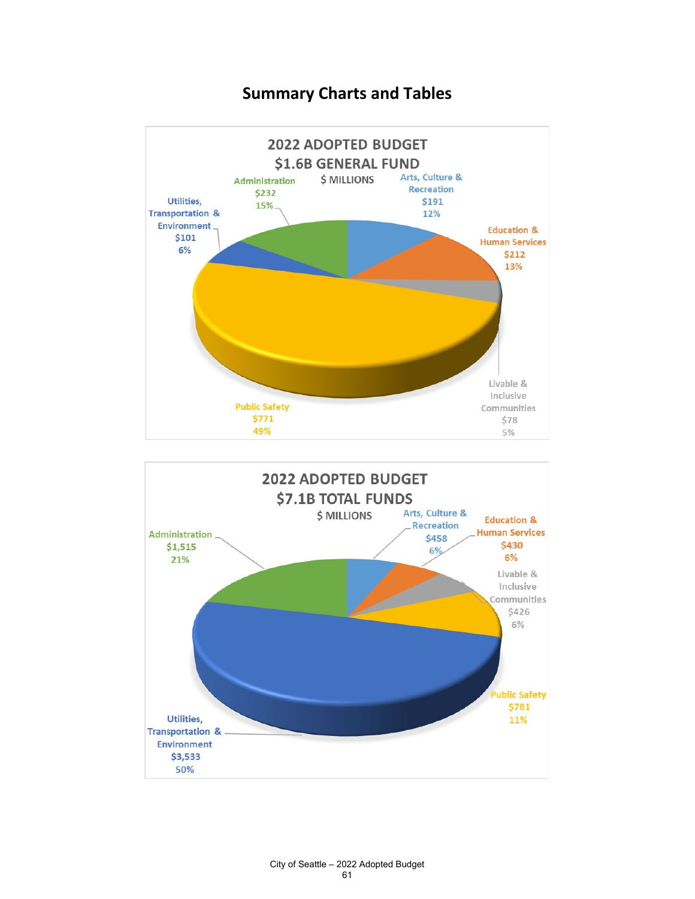# Summary Charts and Tables

**2022 ADOPTED BUDGET**
**$1.6B GENERAL FUND**
$ MILLIONS

| Category | $ Millions | Percent |
|---|---|---|
| Administration | $232 | 15% |
| Arts, Culture & Recreation | $191 | 12% |
| Education & Human Services | $212 | 13% |
| Livable & Inclusive Communities | $78 | 5% |
| Public Safety | $771 | 49% |
| Utilities, Transportation & Environment | $101 | 6% |

**2022 ADOPTED BUDGET**
**$7.1B TOTAL FUNDS**
$ MILLIONS

| Category | $ Millions | Percent |
|---|---|---|
| Administration | $1,515 | 21% |
| Arts, Culture & Recreation | $458 | 6% |
| Education & Human Services | $430 | 6% |
| Livable & Inclusive Communities | $426 | 6% |
| Public Safety | $781 | 11% |
| Utilities, Transportation & Environment | $3,533 | 50% |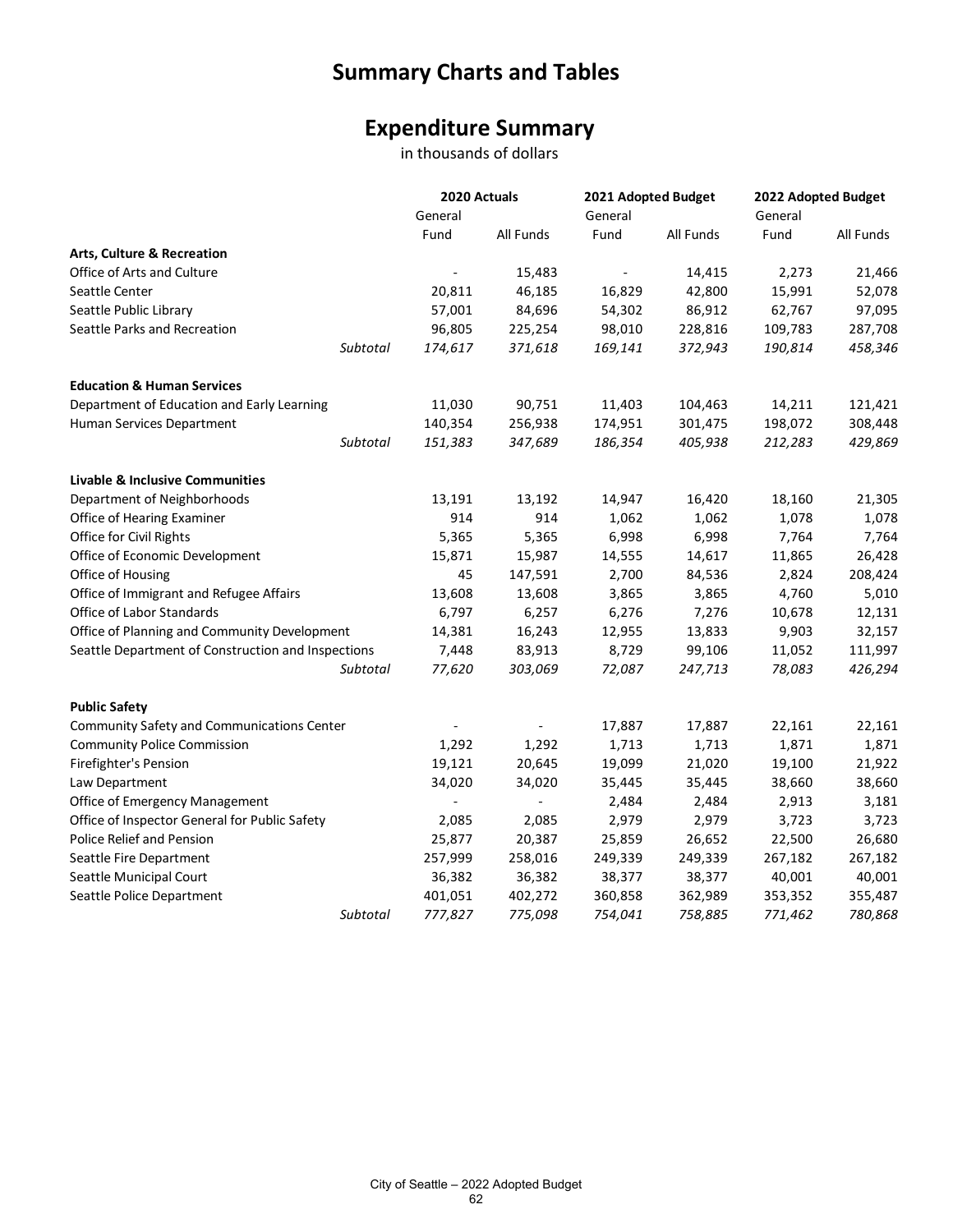# Summary Charts and Tables

## Expenditure Summary

in thousands of dollars

| | 2020 Actuals | | 2021 Adopted Budget | | 2022 Adopted Budget | |
|---|---|---|---|---|---|---|
| | General Fund | All Funds | General Fund | All Funds | General Fund | All Funds |
| **Arts, Culture & Recreation** | | | | | | |
| Office of Arts and Culture | - | 15,483 | - | 14,415 | 2,273 | 21,466 |
| Seattle Center | 20,811 | 46,185 | 16,829 | 42,800 | 15,991 | 52,078 |
| Seattle Public Library | 57,001 | 84,696 | 54,302 | 86,912 | 62,767 | 97,095 |
| Seattle Parks and Recreation | 96,805 | 225,254 | 98,010 | 228,816 | 109,783 | 287,708 |
| *Subtotal* | *174,617* | *371,618* | *169,141* | *372,943* | *190,814* | *458,346* |
| **Education & Human Services** | | | | | | |
| Department of Education and Early Learning | 11,030 | 90,751 | 11,403 | 104,463 | 14,211 | 121,421 |
| Human Services Department | 140,354 | 256,938 | 174,951 | 301,475 | 198,072 | 308,448 |
| *Subtotal* | *151,383* | *347,689* | *186,354* | *405,938* | *212,283* | *429,869* |
| **Livable & Inclusive Communities** | | | | | | |
| Department of Neighborhoods | 13,191 | 13,192 | 14,947 | 16,420 | 18,160 | 21,305 |
| Office of Hearing Examiner | 914 | 914 | 1,062 | 1,062 | 1,078 | 1,078 |
| Office for Civil Rights | 5,365 | 5,365 | 6,998 | 6,998 | 7,764 | 7,764 |
| Office of Economic Development | 15,871 | 15,987 | 14,555 | 14,617 | 11,865 | 26,428 |
| Office of Housing | 45 | 147,591 | 2,700 | 84,536 | 2,824 | 208,424 |
| Office of Immigrant and Refugee Affairs | 13,608 | 13,608 | 3,865 | 3,865 | 4,760 | 5,010 |
| Office of Labor Standards | 6,797 | 6,257 | 6,276 | 7,276 | 10,678 | 12,131 |
| Office of Planning and Community Development | 14,381 | 16,243 | 12,955 | 13,833 | 9,903 | 32,157 |
| Seattle Department of Construction and Inspections | 7,448 | 83,913 | 8,729 | 99,106 | 11,052 | 111,997 |
| *Subtotal* | *77,620* | *303,069* | *72,087* | *247,713* | *78,083* | *426,294* |
| **Public Safety** | | | | | | |
| Community Safety and Communications Center | - | - | 17,887 | 17,887 | 22,161 | 22,161 |
| Community Police Commission | 1,292 | 1,292 | 1,713 | 1,713 | 1,871 | 1,871 |
| Firefighter's Pension | 19,121 | 20,645 | 19,099 | 21,020 | 19,100 | 21,922 |
| Law Department | 34,020 | 34,020 | 35,445 | 35,445 | 38,660 | 38,660 |
| Office of Emergency Management | - | - | 2,484 | 2,484 | 2,913 | 3,181 |
| Office of Inspector General for Public Safety | 2,085 | 2,085 | 2,979 | 2,979 | 3,723 | 3,723 |
| Police Relief and Pension | 25,877 | 20,387 | 25,859 | 26,652 | 22,500 | 26,680 |
| Seattle Fire Department | 257,999 | 258,016 | 249,339 | 249,339 | 267,182 | 267,182 |
| Seattle Municipal Court | 36,382 | 36,382 | 38,377 | 38,377 | 40,001 | 40,001 |
| Seattle Police Department | 401,051 | 402,272 | 360,858 | 362,989 | 353,352 | 355,487 |
| *Subtotal* | *777,827* | *775,098* | *754,041* | *758,885* | *771,462* | *780,868* |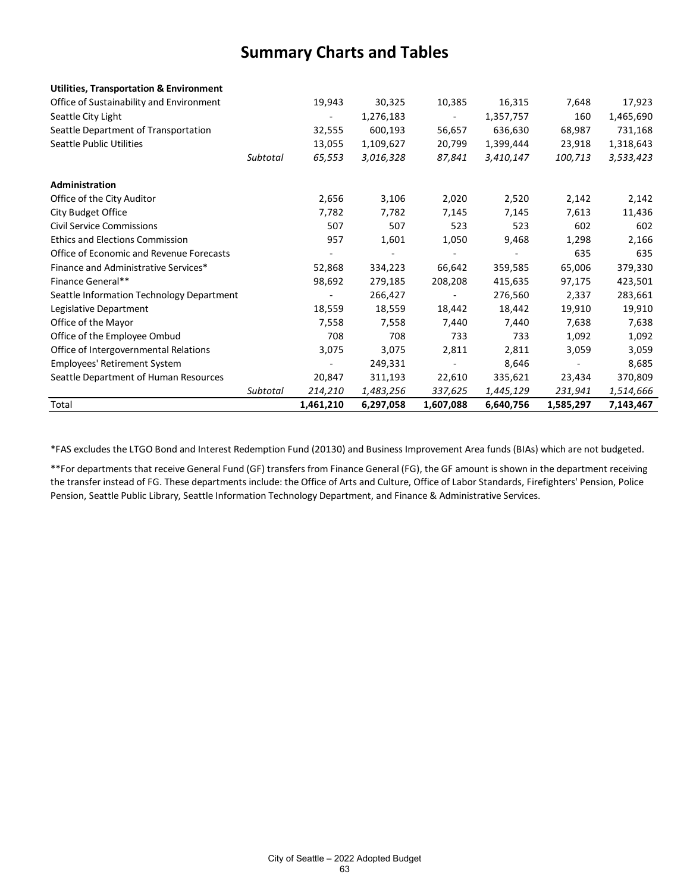# Summary Charts and Tables

| | | | | | | | |
|---|---|---|---|---|---|---|---|
| **Utilities, Transportation & Environment** | | | | | | | |
| Office of Sustainability and Environment | | 19,943 | 30,325 | 10,385 | 16,315 | 7,648 | 17,923 |
| Seattle City Light | | - | 1,276,183 | - | 1,357,757 | 160 | 1,465,690 |
| Seattle Department of Transportation | | 32,555 | 600,193 | 56,657 | 636,630 | 68,987 | 731,168 |
| Seattle Public Utilities | | 13,055 | 1,109,627 | 20,799 | 1,399,444 | 23,918 | 1,318,643 |
| | *Subtotal* | *65,553* | *3,016,328* | *87,841* | *3,410,147* | *100,713* | *3,533,423* |
| **Administration** | | | | | | | |
| Office of the City Auditor | | 2,656 | 3,106 | 2,020 | 2,520 | 2,142 | 2,142 |
| City Budget Office | | 7,782 | 7,782 | 7,145 | 7,145 | 7,613 | 11,436 |
| Civil Service Commissions | | 507 | 507 | 523 | 523 | 602 | 602 |
| Ethics and Elections Commission | | 957 | 1,601 | 1,050 | 9,468 | 1,298 | 2,166 |
| Office of Economic and Revenue Forecasts | | - | - | - | - | 635 | 635 |
| Finance and Administrative Services* | | 52,868 | 334,223 | 66,642 | 359,585 | 65,006 | 379,330 |
| Finance General** | | 98,692 | 279,185 | 208,208 | 415,635 | 97,175 | 423,501 |
| Seattle Information Technology Department | | - | 266,427 | - | 276,560 | 2,337 | 283,661 |
| Legislative Department | | 18,559 | 18,559 | 18,442 | 18,442 | 19,910 | 19,910 |
| Office of the Mayor | | 7,558 | 7,558 | 7,440 | 7,440 | 7,638 | 7,638 |
| Office of the Employee Ombud | | 708 | 708 | 733 | 733 | 1,092 | 1,092 |
| Office of Intergovernmental Relations | | 3,075 | 3,075 | 2,811 | 2,811 | 3,059 | 3,059 |
| Employees' Retirement System | | - | 249,331 | - | 8,646 | - | 8,685 |
| Seattle Department of Human Resources | | 20,847 | 311,193 | 22,610 | 335,621 | 23,434 | 370,809 |
| | *Subtotal* | *214,210* | *1,483,256* | *337,625* | *1,445,129* | *231,941* | *1,514,666* |
| Total | | **1,461,210** | **6,297,058** | **1,607,088** | **6,640,756** | **1,585,297** | **7,143,467** |

*FAS excludes the LTGO Bond and Interest Redemption Fund (20130) and Business Improvement Area funds (BIAs) which are not budgeted.

**For departments that receive General Fund (GF) transfers from Finance General (FG), the GF amount is shown in the department receiving the transfer instead of FG. These departments include: the Office of Arts and Culture, Office of Labor Standards, Firefighters' Pension, Police Pension, Seattle Public Library, Seattle Information Technology Department, and Finance & Administrative Services.